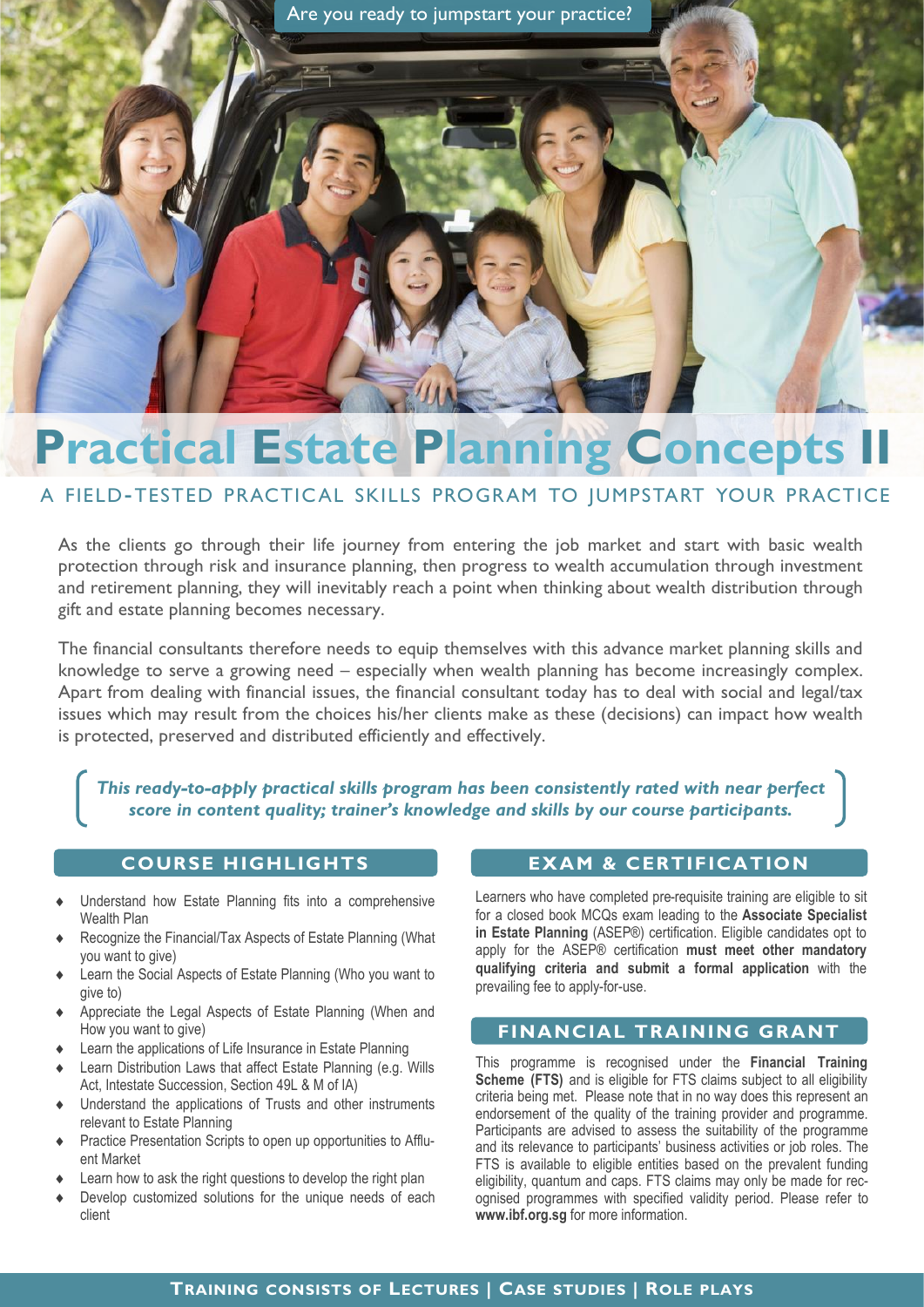Are you ready to jumpstart your practice?

# Practical Estate Planning Concepts II

## A FIELD-TESTED PRACTICAL SKILLS PROGRAM TO JUMPSTART YOUR PRACTICE

As the clients go through their life journey from entering the job market and start with basic wealth protection through risk and insurance planning, then progress to wealth accumulation through investment and retirement planning, they will inevitably reach a point when thinking about wealth distribution through gift and estate planning becomes necessary.

The financial consultants therefore needs to equip themselves with this advance market planning skills and knowledge to serve a growing need – especially when wealth planning has become increasingly complex. Apart from dealing with financial issues, the financial consultant today has to deal with social and legal/tax issues which may result from the choices his/her clients make as these (decisions) can impact how wealth is protected, preserved and distributed efficiently and effectively.

***This ready-to-apply practical skills program has been consistently rated with near perfect score in content quality; trainer's knowledge and skills by our course participants.***

### COURSE HIGHLIGHTS

- Understand how Estate Planning fits into a comprehensive Wealth Plan
- Recognize the Financial/Tax Aspects of Estate Planning (What you want to give)
- Learn the Social Aspects of Estate Planning (Who you want to give to)
- Appreciate the Legal Aspects of Estate Planning (When and How you want to give)
- Learn the applications of Life Insurance in Estate Planning
- Learn Distribution Laws that affect Estate Planning (e.g. Wills Act, Intestate Succession, Section 49L & M of IA)
- Understand the applications of Trusts and other instruments relevant to Estate Planning
- Practice Presentation Scripts to open up opportunities to Affluent Market
- Learn how to ask the right questions to develop the right plan
- Develop customized solutions for the unique needs of each client

### EXAM & CERTIFICATION

Learners who have completed pre-requisite training are eligible to sit for a closed book MCQs exam leading to the **Associate Specialist in Estate Planning** (ASEP®) certification. Eligible candidates opt to apply for the ASEP® certification **must meet other mandatory qualifying criteria and submit a formal application** with the prevailing fee to apply-for-use.

### FINANCIAL TRAINING GRANT

This programme is recognised under the **Financial Training Scheme (FTS)** and is eligible for FTS claims subject to all eligibility criteria being met. Please note that in no way does this represent an endorsement of the quality of the training provider and programme. Participants are advised to assess the suitability of the programme and its relevance to participants' business activities or job roles. The FTS is available to eligible entities based on the prevalent funding eligibility, quantum and caps. FTS claims may only be made for recognised programmes with specified validity period. Please refer to **www.ibf.org.sg** for more information.

**TRAINING CONSISTS OF LECTURES | CASE STUDIES | ROLE PLAYS**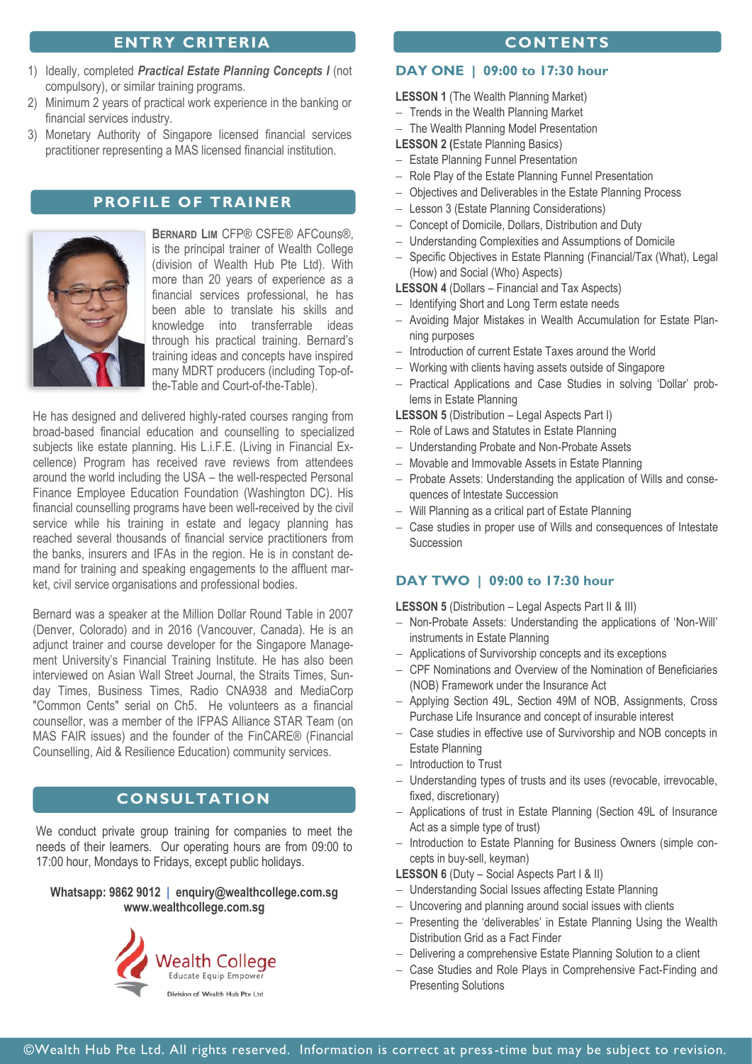## ENTRY CRITERIA

1) Ideally, completed ***Practical Estate Planning Concepts I*** (not compulsory), or similar training programs.
2) Minimum 2 years of practical work experience in the banking or financial services industry.
3) Monetary Authority of Singapore licensed financial services practitioner representing a MAS licensed financial institution.

## PROFILE OF TRAINER

**BERNARD LIM** CFP® CSFE® AFCouns®, is the principal trainer of Wealth College (division of Wealth Hub Pte Ltd). With more than 20 years of experience as a financial services professional, he has been able to translate his skills and knowledge into transferrable ideas through his practical training. Bernard's training ideas and concepts have inspired many MDRT producers (including Top-of-the-Table and Court-of-the-Table).

He has designed and delivered highly-rated courses ranging from broad-based financial education and counselling to specialized subjects like estate planning. His L.i.F.E. (Living in Financial Excellence) Program has received rave reviews from attendees around the world including the USA – the well-respected Personal Finance Employee Education Foundation (Washington DC). His financial counselling programs have been well-received by the civil service while his training in estate and legacy planning has reached several thousands of financial service practitioners from the banks, insurers and IFAs in the region. He is in constant demand for training and speaking engagements to the affluent market, civil service organisations and professional bodies.

Bernard was a speaker at the Million Dollar Round Table in 2007 (Denver, Colorado) and in 2016 (Vancouver, Canada). He is an adjunct trainer and course developer for the Singapore Management University's Financial Training Institute. He has also been interviewed on Asian Wall Street Journal, the Straits Times, Sunday Times, Business Times, Radio CNA938 and MediaCorp "Common Cents" serial on Ch5. He volunteers as a financial counsellor, was a member of the IFPAS Alliance STAR Team (on MAS FAIR issues) and the founder of the FinCARE® (Financial Counselling, Aid & Resilience Education) community services.

## CONSULTATION

We conduct private group training for companies to meet the needs of their learners. Our operating hours are from 09:00 to 17:00 hour, Mondays to Fridays, except public holidays.

**Whatsapp: 9862 9012 | enquiry@wealthcollege.com.sg**
**www.wealthcollege.com.sg**

Wealth College
Educate Equip Empower
Division of Wealth Hub Pte Ltd

## CONTENTS

### DAY ONE | 09:00 to 17:30 hour

**LESSON 1** (The Wealth Planning Market)
- Trends in the Wealth Planning Market
- The Wealth Planning Model Presentation

**LESSON 2** (Estate Planning Basics)
- Estate Planning Funnel Presentation
- Role Play of the Estate Planning Funnel Presentation
- Objectives and Deliverables in the Estate Planning Process
- Lesson 3 (Estate Planning Considerations)
- Concept of Domicile, Dollars, Distribution and Duty
- Understanding Complexities and Assumptions of Domicile
- Specific Objectives in Estate Planning (Financial/Tax (What), Legal (How) and Social (Who) Aspects)

**LESSON 4** (Dollars – Financial and Tax Aspects)
- Identifying Short and Long Term estate needs
- Avoiding Major Mistakes in Wealth Accumulation for Estate Planning purposes
- Introduction of current Estate Taxes around the World
- Working with clients having assets outside of Singapore
- Practical Applications and Case Studies in solving 'Dollar' problems in Estate Planning

**LESSON 5** (Distribution – Legal Aspects Part I)
- Role of Laws and Statutes in Estate Planning
- Understanding Probate and Non-Probate Assets
- Movable and Immovable Assets in Estate Planning
- Probate Assets: Understanding the application of Wills and consequences of Intestate Succession
- Will Planning as a critical part of Estate Planning
- Case studies in proper use of Wills and consequences of Intestate Succession

### DAY TWO | 09:00 to 17:30 hour

**LESSON 5** (Distribution – Legal Aspects Part II & III)
- Non-Probate Assets: Understanding the applications of 'Non-Will' instruments in Estate Planning
- Applications of Survivorship concepts and its exceptions
- CPF Nominations and Overview of the Nomination of Beneficiaries (NOB) Framework under the Insurance Act
- Applying Section 49L, Section 49M of NOB, Assignments, Cross Purchase Life Insurance and concept of insurable interest
- Case studies in effective use of Survivorship and NOB concepts in Estate Planning
- Introduction to Trust
- Understanding types of trusts and its uses (revocable, irrevocable, fixed, discretionary)
- Applications of trust in Estate Planning (Section 49L of Insurance Act as a simple type of trust)
- Introduction to Estate Planning for Business Owners (simple concepts in buy-sell, keyman)

**LESSON 6** (Duty – Social Aspects Part I & II)
- Understanding Social Issues affecting Estate Planning
- Uncovering and planning around social issues with clients
- Presenting the 'deliverables' in Estate Planning Using the Wealth Distribution Grid as a Fact Finder
- Delivering a comprehensive Estate Planning Solution to a client
- Case Studies and Role Plays in Comprehensive Fact-Finding and Presenting Solutions

©Wealth Hub Pte Ltd. All rights reserved. Information is correct at press-time but may be subject to revision.